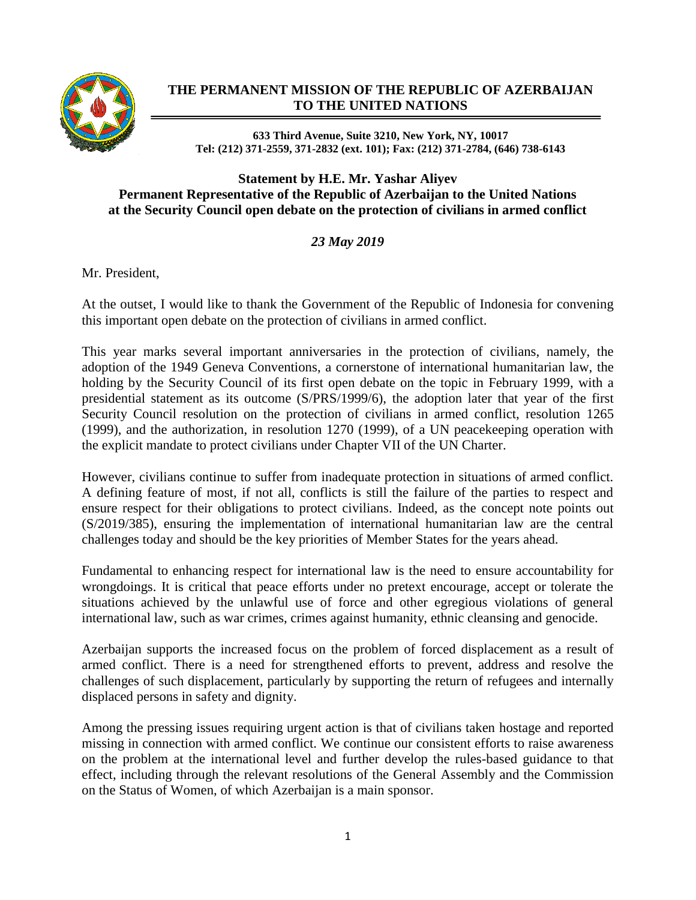# THE PERMANENT MISSION OF THE REPUBLIC OF AZERBAIJAN TO THE UNITED NATIONS

**633 Third Avenue, Suite 3210, New York, NY, 10017**
**Tel: (212) 371-2559, 371-2832 (ext. 101); Fax: (212) 371-2784, (646) 738-6143**

## Statement by H.E. Mr. Yashar Aliyev
## Permanent Representative of the Republic of Azerbaijan to the United Nations
## at the Security Council open debate on the protection of civilians in armed conflict

***23 May 2019***

Mr. President,

At the outset, I would like to thank the Government of the Republic of Indonesia for convening this important open debate on the protection of civilians in armed conflict.

This year marks several important anniversaries in the protection of civilians, namely, the adoption of the 1949 Geneva Conventions, a cornerstone of international humanitarian law, the holding by the Security Council of its first open debate on the topic in February 1999, with a presidential statement as its outcome (S/PRS/1999/6), the adoption later that year of the first Security Council resolution on the protection of civilians in armed conflict, resolution 1265 (1999), and the authorization, in resolution 1270 (1999), of a UN peacekeeping operation with the explicit mandate to protect civilians under Chapter VII of the UN Charter.

However, civilians continue to suffer from inadequate protection in situations of armed conflict. A defining feature of most, if not all, conflicts is still the failure of the parties to respect and ensure respect for their obligations to protect civilians. Indeed, as the concept note points out (S/2019/385), ensuring the implementation of international humanitarian law are the central challenges today and should be the key priorities of Member States for the years ahead.

Fundamental to enhancing respect for international law is the need to ensure accountability for wrongdoings. It is critical that peace efforts under no pretext encourage, accept or tolerate the situations achieved by the unlawful use of force and other egregious violations of general international law, such as war crimes, crimes against humanity, ethnic cleansing and genocide.

Azerbaijan supports the increased focus on the problem of forced displacement as a result of armed conflict. There is a need for strengthened efforts to prevent, address and resolve the challenges of such displacement, particularly by supporting the return of refugees and internally displaced persons in safety and dignity.

Among the pressing issues requiring urgent action is that of civilians taken hostage and reported missing in connection with armed conflict. We continue our consistent efforts to raise awareness on the problem at the international level and further develop the rules-based guidance to that effect, including through the relevant resolutions of the General Assembly and the Commission on the Status of Women, of which Azerbaijan is a main sponsor.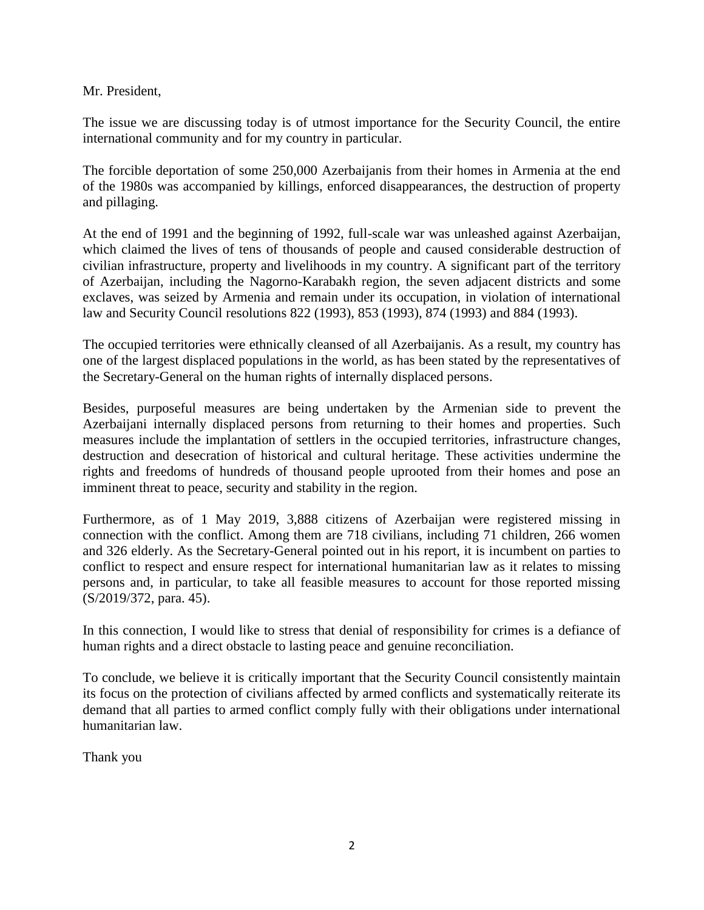Mr. President,

The issue we are discussing today is of utmost importance for the Security Council, the entire international community and for my country in particular.

The forcible deportation of some 250,000 Azerbaijanis from their homes in Armenia at the end of the 1980s was accompanied by killings, enforced disappearances, the destruction of property and pillaging.

At the end of 1991 and the beginning of 1992, full-scale war was unleashed against Azerbaijan, which claimed the lives of tens of thousands of people and caused considerable destruction of civilian infrastructure, property and livelihoods in my country. A significant part of the territory of Azerbaijan, including the Nagorno-Karabakh region, the seven adjacent districts and some exclaves, was seized by Armenia and remain under its occupation, in violation of international law and Security Council resolutions 822 (1993), 853 (1993), 874 (1993) and 884 (1993).

The occupied territories were ethnically cleansed of all Azerbaijanis. As a result, my country has one of the largest displaced populations in the world, as has been stated by the representatives of the Secretary-General on the human rights of internally displaced persons.

Besides, purposeful measures are being undertaken by the Armenian side to prevent the Azerbaijani internally displaced persons from returning to their homes and properties. Such measures include the implantation of settlers in the occupied territories, infrastructure changes, destruction and desecration of historical and cultural heritage. These activities undermine the rights and freedoms of hundreds of thousand people uprooted from their homes and pose an imminent threat to peace, security and stability in the region.

Furthermore, as of 1 May 2019, 3,888 citizens of Azerbaijan were registered missing in connection with the conflict. Among them are 718 civilians, including 71 children, 266 women and 326 elderly. As the Secretary-General pointed out in his report, it is incumbent on parties to conflict to respect and ensure respect for international humanitarian law as it relates to missing persons and, in particular, to take all feasible measures to account for those reported missing (S/2019/372, para. 45).

In this connection, I would like to stress that denial of responsibility for crimes is a defiance of human rights and a direct obstacle to lasting peace and genuine reconciliation.

To conclude, we believe it is critically important that the Security Council consistently maintain its focus on the protection of civilians affected by armed conflicts and systematically reiterate its demand that all parties to armed conflict comply fully with their obligations under international humanitarian law.

Thank you